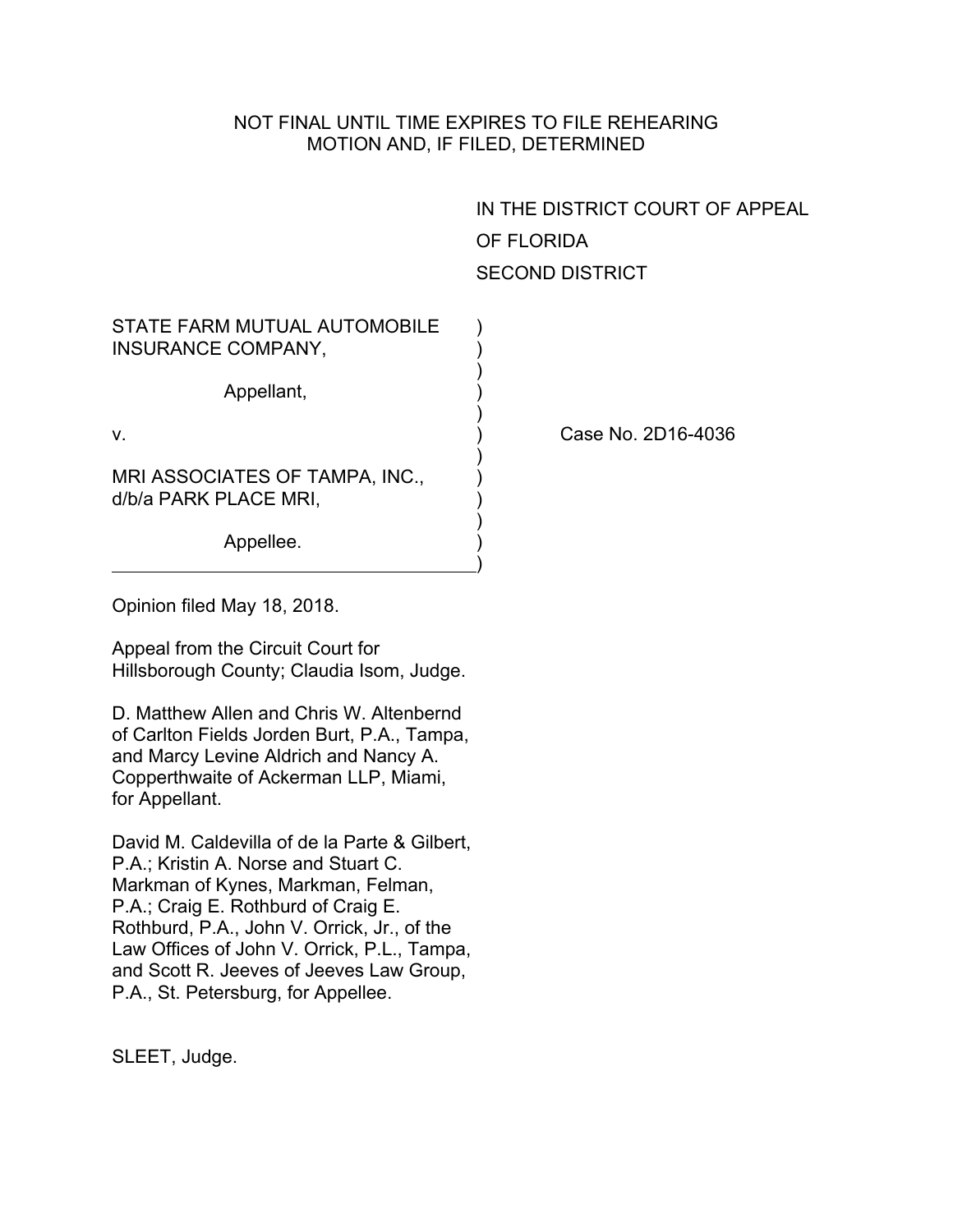NOT FINAL UNTIL TIME EXPIRES TO FILE REHEARING MOTION AND, IF FILED, DETERMINED

IN THE DISTRICT COURT OF APPEAL
OF FLORIDA
SECOND DISTRICT

STATE FARM MUTUAL AUTOMOBILE INSURANCE COMPANY,

Appellant,

v.

MRI ASSOCIATES OF TAMPA, INC., d/b/a PARK PLACE MRI,

Appellee.

Case No. 2D16-4036

Opinion filed May 18, 2018.

Appeal from the Circuit Court for Hillsborough County; Claudia Isom, Judge.

D. Matthew Allen and Chris W. Altenbernd of Carlton Fields Jorden Burt, P.A., Tampa, and Marcy Levine Aldrich and Nancy A. Copperthwaite of Ackerman LLP, Miami, for Appellant.

David M. Caldevilla of de la Parte & Gilbert, P.A.; Kristin A. Norse and Stuart C. Markman of Kynes, Markman, Felman, P.A.; Craig E. Rothburd of Craig E. Rothburd, P.A., John V. Orrick, Jr., of the Law Offices of John V. Orrick, P.L., Tampa, and Scott R. Jeeves of Jeeves Law Group, P.A., St. Petersburg, for Appellee.

SLEET, Judge.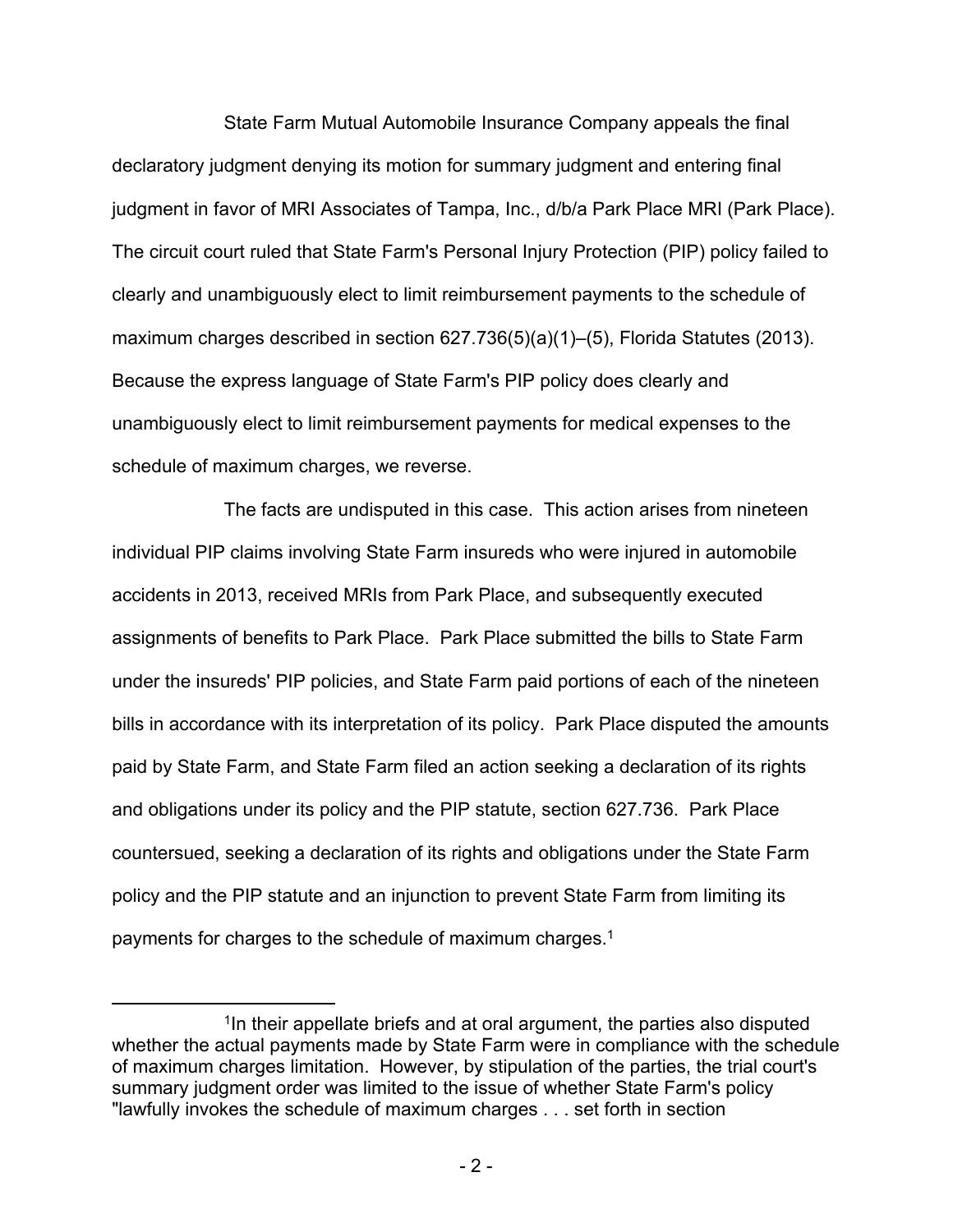State Farm Mutual Automobile Insurance Company appeals the final declaratory judgment denying its motion for summary judgment and entering final judgment in favor of MRI Associates of Tampa, Inc., d/b/a Park Place MRI (Park Place). The circuit court ruled that State Farm's Personal Injury Protection (PIP) policy failed to clearly and unambiguously elect to limit reimbursement payments to the schedule of maximum charges described in section 627.736(5)(a)(1)–(5), Florida Statutes (2013). Because the express language of State Farm's PIP policy does clearly and unambiguously elect to limit reimbursement payments for medical expenses to the schedule of maximum charges, we reverse.

The facts are undisputed in this case. This action arises from nineteen individual PIP claims involving State Farm insureds who were injured in automobile accidents in 2013, received MRIs from Park Place, and subsequently executed assignments of benefits to Park Place. Park Place submitted the bills to State Farm under the insureds' PIP policies, and State Farm paid portions of each of the nineteen bills in accordance with its interpretation of its policy. Park Place disputed the amounts paid by State Farm, and State Farm filed an action seeking a declaration of its rights and obligations under its policy and the PIP statute, section 627.736. Park Place countersued, seeking a declaration of its rights and obligations under the State Farm policy and the PIP statute and an injunction to prevent State Farm from limiting its payments for charges to the schedule of maximum charges.[1]

---

[1]In their appellate briefs and at oral argument, the parties also disputed whether the actual payments made by State Farm were in compliance with the schedule of maximum charges limitation. However, by stipulation of the parties, the trial court's summary judgment order was limited to the issue of whether State Farm's policy "lawfully invokes the schedule of maximum charges . . . set forth in section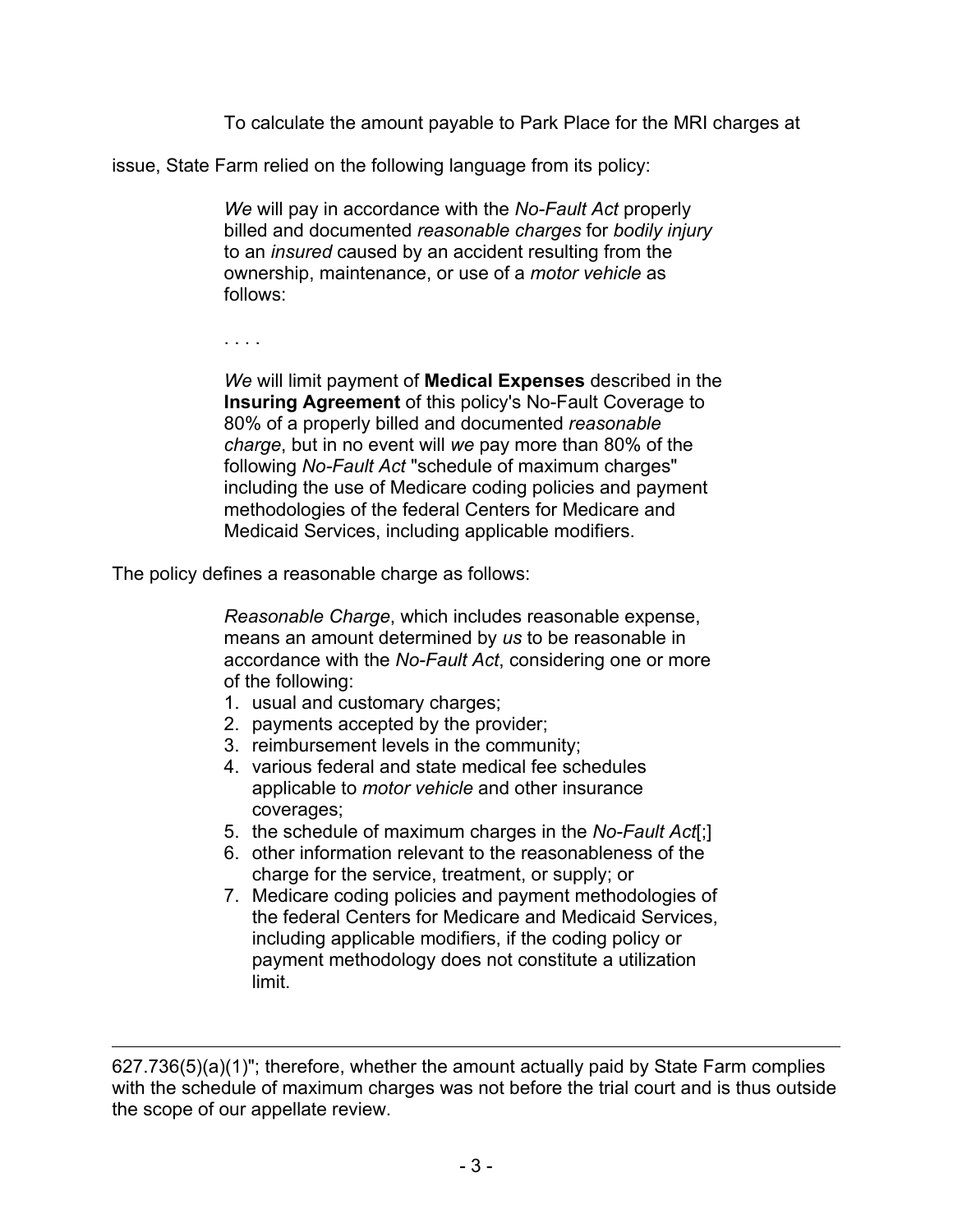To calculate the amount payable to Park Place for the MRI charges at issue, State Farm relied on the following language from its policy:

> *We* will pay in accordance with the *No-Fault Act* properly billed and documented *reasonable charges* for *bodily injury* to an *insured* caused by an accident resulting from the ownership, maintenance, or use of a *motor vehicle* as follows:
>
> . . . .
>
> *We* will limit payment of **Medical Expenses** described in the **Insuring Agreement** of this policy's No-Fault Coverage to 80% of a properly billed and documented *reasonable charge*, but in no event will *we* pay more than 80% of the following *No-Fault Act* "schedule of maximum charges" including the use of Medicare coding policies and payment methodologies of the federal Centers for Medicare and Medicaid Services, including applicable modifiers.

The policy defines a reasonable charge as follows:

> *Reasonable Charge*, which includes reasonable expense, means an amount determined by *us* to be reasonable in accordance with the *No-Fault Act*, considering one or more of the following:
>
> 1. usual and customary charges;
> 2. payments accepted by the provider;
> 3. reimbursement levels in the community;
> 4. various federal and state medical fee schedules applicable to *motor vehicle* and other insurance coverages;
> 5. the schedule of maximum charges in the *No-Fault Act*[;]
> 6. other information relevant to the reasonableness of the charge for the service, treatment, or supply; or
> 7. Medicare coding policies and payment methodologies of the federal Centers for Medicare and Medicaid Services, including applicable modifiers, if the coding policy or payment methodology does not constitute a utilization limit.

---

627.736(5)(a)(1)"; therefore, whether the amount actually paid by State Farm complies with the schedule of maximum charges was not before the trial court and is thus outside the scope of our appellate review.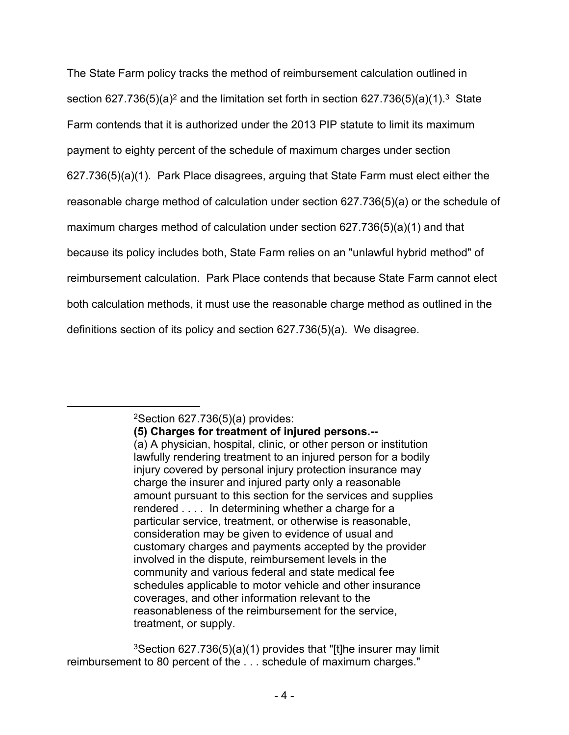The State Farm policy tracks the method of reimbursement calculation outlined in section 627.736(5)(a)[2] and the limitation set forth in section 627.736(5)(a)(1).[3] State Farm contends that it is authorized under the 2013 PIP statute to limit its maximum payment to eighty percent of the schedule of maximum charges under section 627.736(5)(a)(1). Park Place disagrees, arguing that State Farm must elect either the reasonable charge method of calculation under section 627.736(5)(a) or the schedule of maximum charges method of calculation under section 627.736(5)(a)(1) and that because its policy includes both, State Farm relies on an "unlawful hybrid method" of reimbursement calculation. Park Place contends that because State Farm cannot elect both calculation methods, it must use the reasonable charge method as outlined in the definitions section of its policy and section 627.736(5)(a). We disagree.

---

[2]Section 627.736(5)(a) provides:

> **(5) Charges for treatment of injured persons.--**
> (a) A physician, hospital, clinic, or other person or institution lawfully rendering treatment to an injured person for a bodily injury covered by personal injury protection insurance may charge the insurer and injured party only a reasonable amount pursuant to this section for the services and supplies rendered . . . . In determining whether a charge for a particular service, treatment, or otherwise is reasonable, consideration may be given to evidence of usual and customary charges and payments accepted by the provider involved in the dispute, reimbursement levels in the community and various federal and state medical fee schedules applicable to motor vehicle and other insurance coverages, and other information relevant to the reasonableness of the reimbursement for the service, treatment, or supply.

[3]Section 627.736(5)(a)(1) provides that "[t]he insurer may limit reimbursement to 80 percent of the . . . schedule of maximum charges."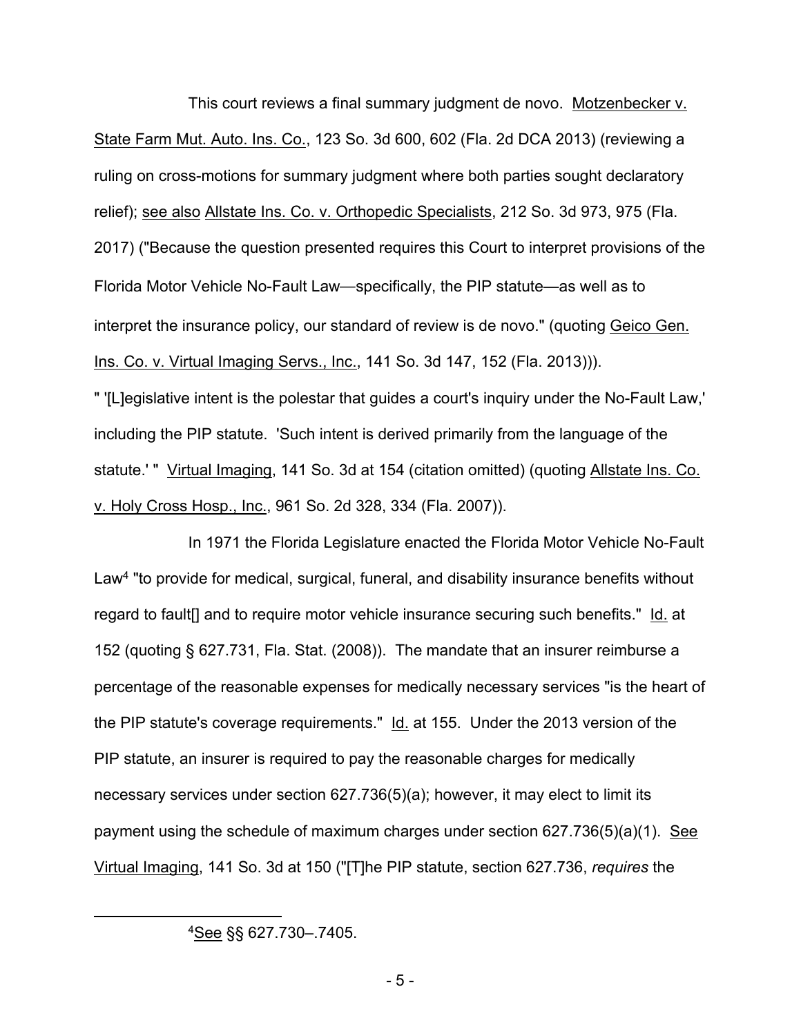This court reviews a final summary judgment de novo. Motzenbecker v. State Farm Mut. Auto. Ins. Co., 123 So. 3d 600, 602 (Fla. 2d DCA 2013) (reviewing a ruling on cross-motions for summary judgment where both parties sought declaratory relief); see also Allstate Ins. Co. v. Orthopedic Specialists, 212 So. 3d 973, 975 (Fla. 2017) ("Because the question presented requires this Court to interpret provisions of the Florida Motor Vehicle No-Fault Law—specifically, the PIP statute—as well as to interpret the insurance policy, our standard of review is de novo." (quoting Geico Gen. Ins. Co. v. Virtual Imaging Servs., Inc., 141 So. 3d 147, 152 (Fla. 2013))). " '[L]egislative intent is the polestar that guides a court's inquiry under the No-Fault Law,' including the PIP statute. 'Such intent is derived primarily from the language of the statute.' " Virtual Imaging, 141 So. 3d at 154 (citation omitted) (quoting Allstate Ins. Co. v. Holy Cross Hosp., Inc., 961 So. 2d 328, 334 (Fla. 2007)).

In 1971 the Florida Legislature enacted the Florida Motor Vehicle No-Fault Law[4] "to provide for medical, surgical, funeral, and disability insurance benefits without regard to fault[] and to require motor vehicle insurance securing such benefits." Id. at 152 (quoting § 627.731, Fla. Stat. (2008)). The mandate that an insurer reimburse a percentage of the reasonable expenses for medically necessary services "is the heart of the PIP statute's coverage requirements." Id. at 155. Under the 2013 version of the PIP statute, an insurer is required to pay the reasonable charges for medically necessary services under section 627.736(5)(a); however, it may elect to limit its payment using the schedule of maximum charges under section 627.736(5)(a)(1). See Virtual Imaging, 141 So. 3d at 150 ("[T]he PIP statute, section 627.736, *requires* the

[4]See §§ 627.730–.7405.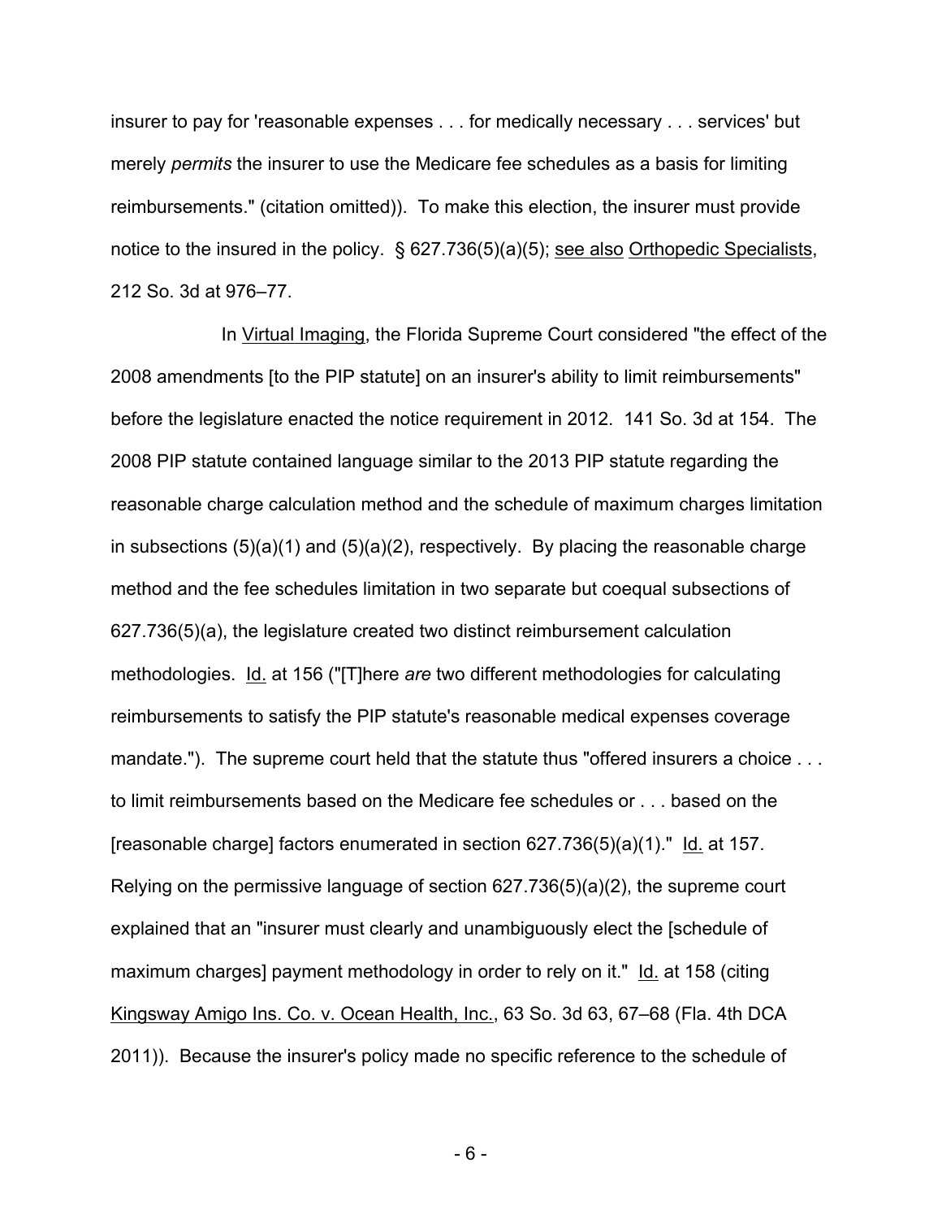insurer to pay for 'reasonable expenses . . . for medically necessary . . . services' but merely *permits* the insurer to use the Medicare fee schedules as a basis for limiting reimbursements." (citation omitted)). To make this election, the insurer must provide notice to the insured in the policy. § 627.736(5)(a)(5); see also Orthopedic Specialists, 212 So. 3d at 976–77.

In Virtual Imaging, the Florida Supreme Court considered "the effect of the 2008 amendments [to the PIP statute] on an insurer's ability to limit reimbursements" before the legislature enacted the notice requirement in 2012. 141 So. 3d at 154. The 2008 PIP statute contained language similar to the 2013 PIP statute regarding the reasonable charge calculation method and the schedule of maximum charges limitation in subsections (5)(a)(1) and (5)(a)(2), respectively. By placing the reasonable charge method and the fee schedules limitation in two separate but coequal subsections of 627.736(5)(a), the legislature created two distinct reimbursement calculation methodologies. Id. at 156 ("[T]here *are* two different methodologies for calculating reimbursements to satisfy the PIP statute's reasonable medical expenses coverage mandate."). The supreme court held that the statute thus "offered insurers a choice . . . to limit reimbursements based on the Medicare fee schedules or . . . based on the [reasonable charge] factors enumerated in section 627.736(5)(a)(1)." Id. at 157. Relying on the permissive language of section 627.736(5)(a)(2), the supreme court explained that an "insurer must clearly and unambiguously elect the [schedule of maximum charges] payment methodology in order to rely on it." Id. at 158 (citing Kingsway Amigo Ins. Co. v. Ocean Health, Inc., 63 So. 3d 63, 67–68 (Fla. 4th DCA 2011)). Because the insurer's policy made no specific reference to the schedule of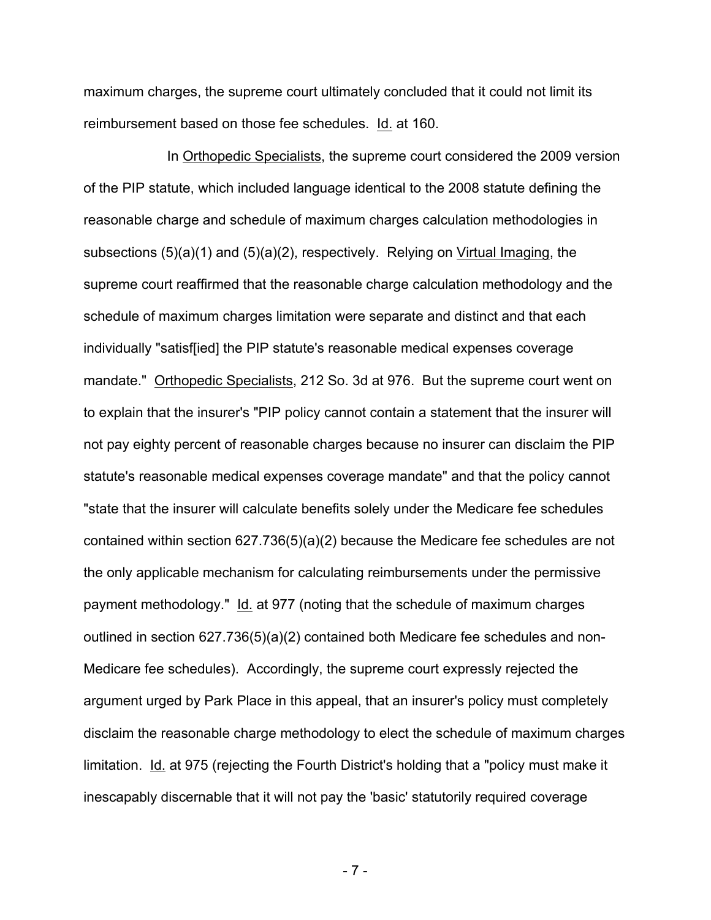maximum charges, the supreme court ultimately concluded that it could not limit its reimbursement based on those fee schedules. Id. at 160.

In Orthopedic Specialists, the supreme court considered the 2009 version of the PIP statute, which included language identical to the 2008 statute defining the reasonable charge and schedule of maximum charges calculation methodologies in subsections (5)(a)(1) and (5)(a)(2), respectively. Relying on Virtual Imaging, the supreme court reaffirmed that the reasonable charge calculation methodology and the schedule of maximum charges limitation were separate and distinct and that each individually "satisf[ied] the PIP statute's reasonable medical expenses coverage mandate." Orthopedic Specialists, 212 So. 3d at 976. But the supreme court went on to explain that the insurer's "PIP policy cannot contain a statement that the insurer will not pay eighty percent of reasonable charges because no insurer can disclaim the PIP statute's reasonable medical expenses coverage mandate" and that the policy cannot "state that the insurer will calculate benefits solely under the Medicare fee schedules contained within section 627.736(5)(a)(2) because the Medicare fee schedules are not the only applicable mechanism for calculating reimbursements under the permissive payment methodology." Id. at 977 (noting that the schedule of maximum charges outlined in section 627.736(5)(a)(2) contained both Medicare fee schedules and non-Medicare fee schedules). Accordingly, the supreme court expressly rejected the argument urged by Park Place in this appeal, that an insurer's policy must completely disclaim the reasonable charge methodology to elect the schedule of maximum charges limitation. Id. at 975 (rejecting the Fourth District's holding that a "policy must make it inescapably discernable that it will not pay the 'basic' statutorily required coverage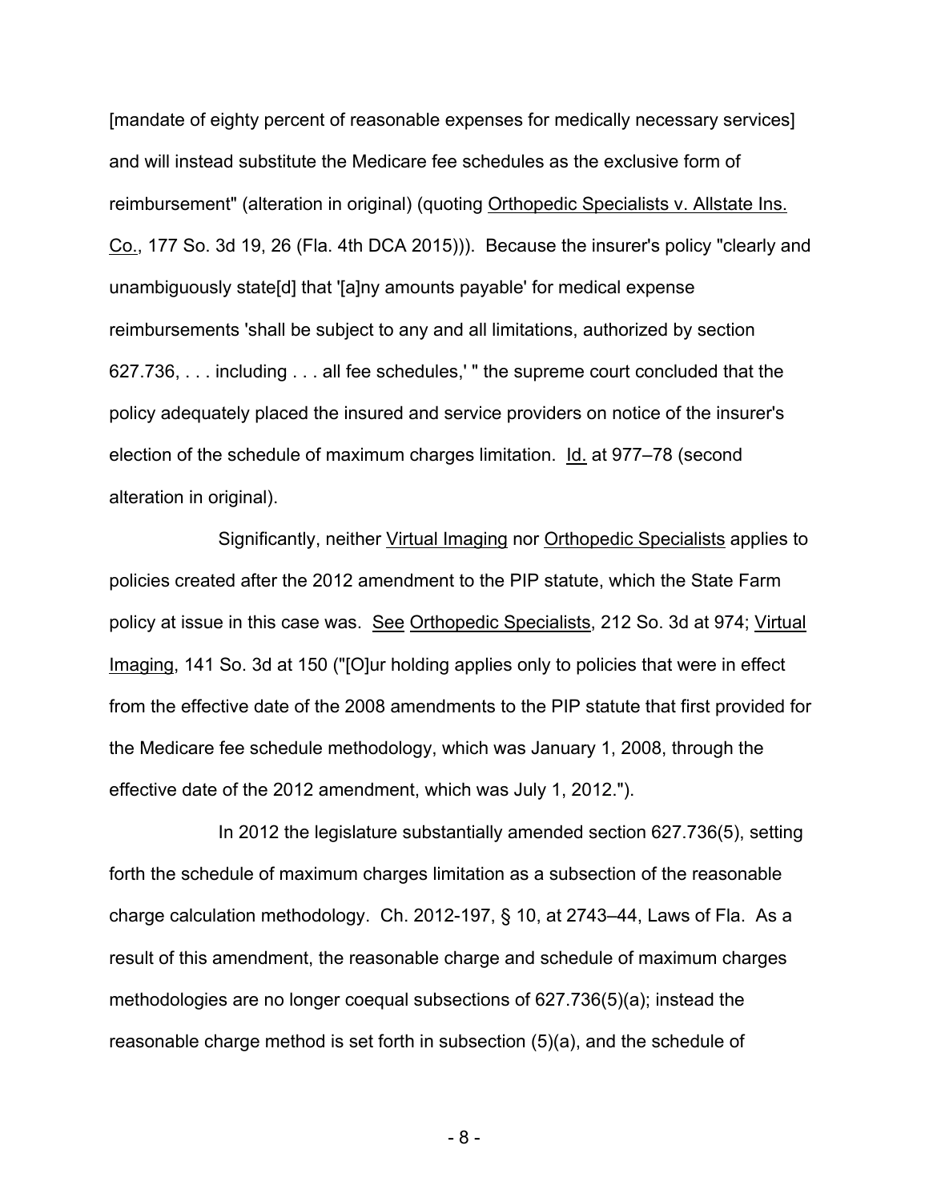[mandate of eighty percent of reasonable expenses for medically necessary services] and will instead substitute the Medicare fee schedules as the exclusive form of reimbursement" (alteration in original) (quoting Orthopedic Specialists v. Allstate Ins. Co., 177 So. 3d 19, 26 (Fla. 4th DCA 2015))). Because the insurer's policy "clearly and unambiguously state[d] that '[a]ny amounts payable' for medical expense reimbursements 'shall be subject to any and all limitations, authorized by section 627.736, . . . including . . . all fee schedules,' " the supreme court concluded that the policy adequately placed the insured and service providers on notice of the insurer's election of the schedule of maximum charges limitation. Id. at 977–78 (second alteration in original).

Significantly, neither Virtual Imaging nor Orthopedic Specialists applies to policies created after the 2012 amendment to the PIP statute, which the State Farm policy at issue in this case was. See Orthopedic Specialists, 212 So. 3d at 974; Virtual Imaging, 141 So. 3d at 150 ("[O]ur holding applies only to policies that were in effect from the effective date of the 2008 amendments to the PIP statute that first provided for the Medicare fee schedule methodology, which was January 1, 2008, through the effective date of the 2012 amendment, which was July 1, 2012.").

In 2012 the legislature substantially amended section 627.736(5), setting forth the schedule of maximum charges limitation as a subsection of the reasonable charge calculation methodology. Ch. 2012-197, § 10, at 2743–44, Laws of Fla. As a result of this amendment, the reasonable charge and schedule of maximum charges methodologies are no longer coequal subsections of 627.736(5)(a); instead the reasonable charge method is set forth in subsection (5)(a), and the schedule of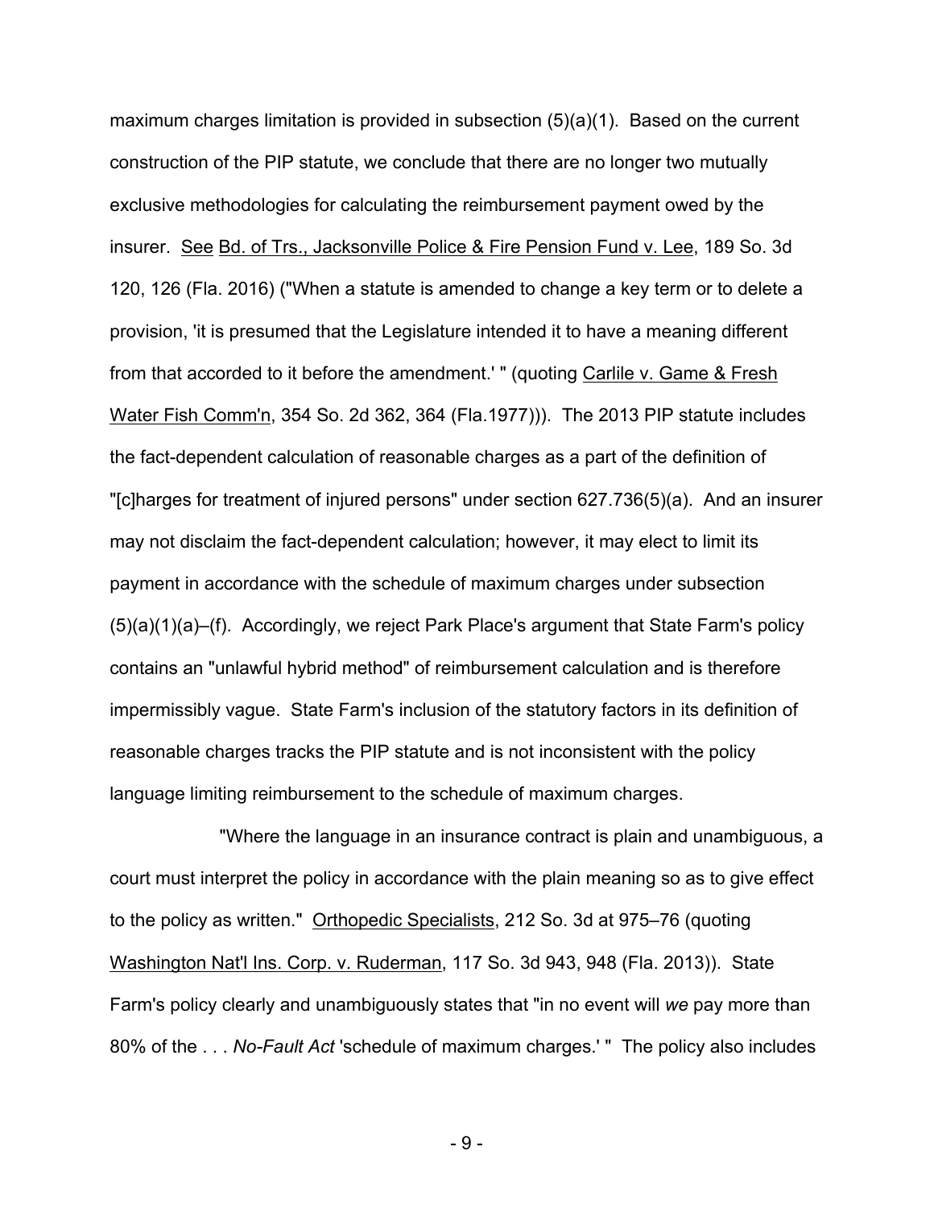maximum charges limitation is provided in subsection (5)(a)(1). Based on the current construction of the PIP statute, we conclude that there are no longer two mutually exclusive methodologies for calculating the reimbursement payment owed by the insurer. See Bd. of Trs., Jacksonville Police & Fire Pension Fund v. Lee, 189 So. 3d 120, 126 (Fla. 2016) ("When a statute is amended to change a key term or to delete a provision, 'it is presumed that the Legislature intended it to have a meaning different from that accorded to it before the amendment.' " (quoting Carlile v. Game & Fresh Water Fish Comm'n, 354 So. 2d 362, 364 (Fla.1977))). The 2013 PIP statute includes the fact-dependent calculation of reasonable charges as a part of the definition of "[c]harges for treatment of injured persons" under section 627.736(5)(a). And an insurer may not disclaim the fact-dependent calculation; however, it may elect to limit its payment in accordance with the schedule of maximum charges under subsection (5)(a)(1)(a)–(f). Accordingly, we reject Park Place's argument that State Farm's policy contains an "unlawful hybrid method" of reimbursement calculation and is therefore impermissibly vague. State Farm's inclusion of the statutory factors in its definition of reasonable charges tracks the PIP statute and is not inconsistent with the policy language limiting reimbursement to the schedule of maximum charges.

"Where the language in an insurance contract is plain and unambiguous, a court must interpret the policy in accordance with the plain meaning so as to give effect to the policy as written." Orthopedic Specialists, 212 So. 3d at 975–76 (quoting Washington Nat'l Ins. Corp. v. Ruderman, 117 So. 3d 943, 948 (Fla. 2013)). State Farm's policy clearly and unambiguously states that "in no event will *we* pay more than 80% of the . . . *No-Fault Act* 'schedule of maximum charges.' " The policy also includes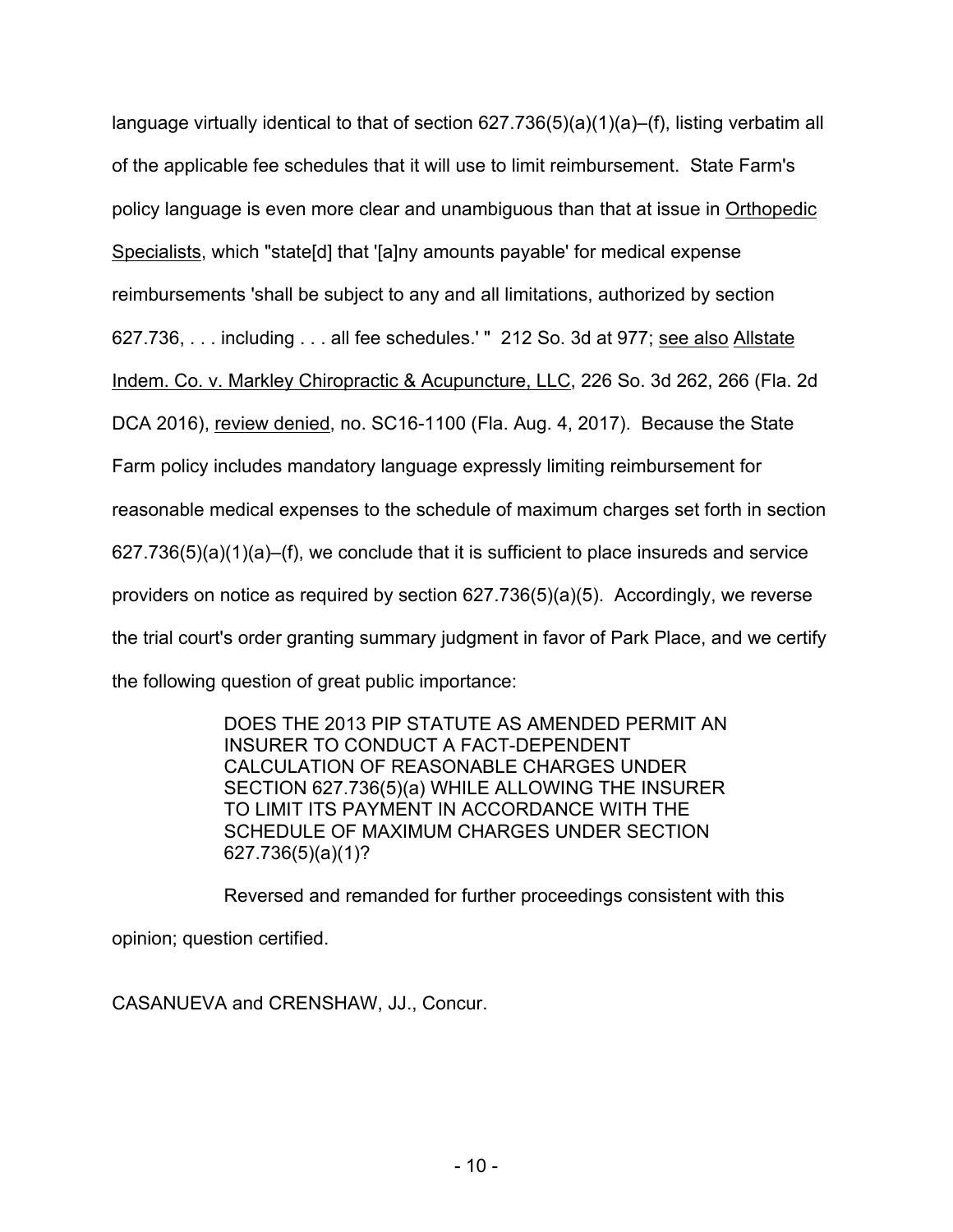language virtually identical to that of section 627.736(5)(a)(1)(a)–(f), listing verbatim all of the applicable fee schedules that it will use to limit reimbursement. State Farm's policy language is even more clear and unambiguous than that at issue in Orthopedic Specialists, which "state[d] that '[a]ny amounts payable' for medical expense reimbursements 'shall be subject to any and all limitations, authorized by section 627.736, . . . including . . . all fee schedules.' " 212 So. 3d at 977; see also Allstate Indem. Co. v. Markley Chiropractic & Acupuncture, LLC, 226 So. 3d 262, 266 (Fla. 2d DCA 2016), review denied, no. SC16-1100 (Fla. Aug. 4, 2017). Because the State Farm policy includes mandatory language expressly limiting reimbursement for reasonable medical expenses to the schedule of maximum charges set forth in section 627.736(5)(a)(1)(a)–(f), we conclude that it is sufficient to place insureds and service providers on notice as required by section 627.736(5)(a)(5). Accordingly, we reverse the trial court's order granting summary judgment in favor of Park Place, and we certify the following question of great public importance:

> DOES THE 2013 PIP STATUTE AS AMENDED PERMIT AN INSURER TO CONDUCT A FACT-DEPENDENT CALCULATION OF REASONABLE CHARGES UNDER SECTION 627.736(5)(a) WHILE ALLOWING THE INSURER TO LIMIT ITS PAYMENT IN ACCORDANCE WITH THE SCHEDULE OF MAXIMUM CHARGES UNDER SECTION 627.736(5)(a)(1)?

Reversed and remanded for further proceedings consistent with this opinion; question certified.

CASANUEVA and CRENSHAW, JJ., Concur.